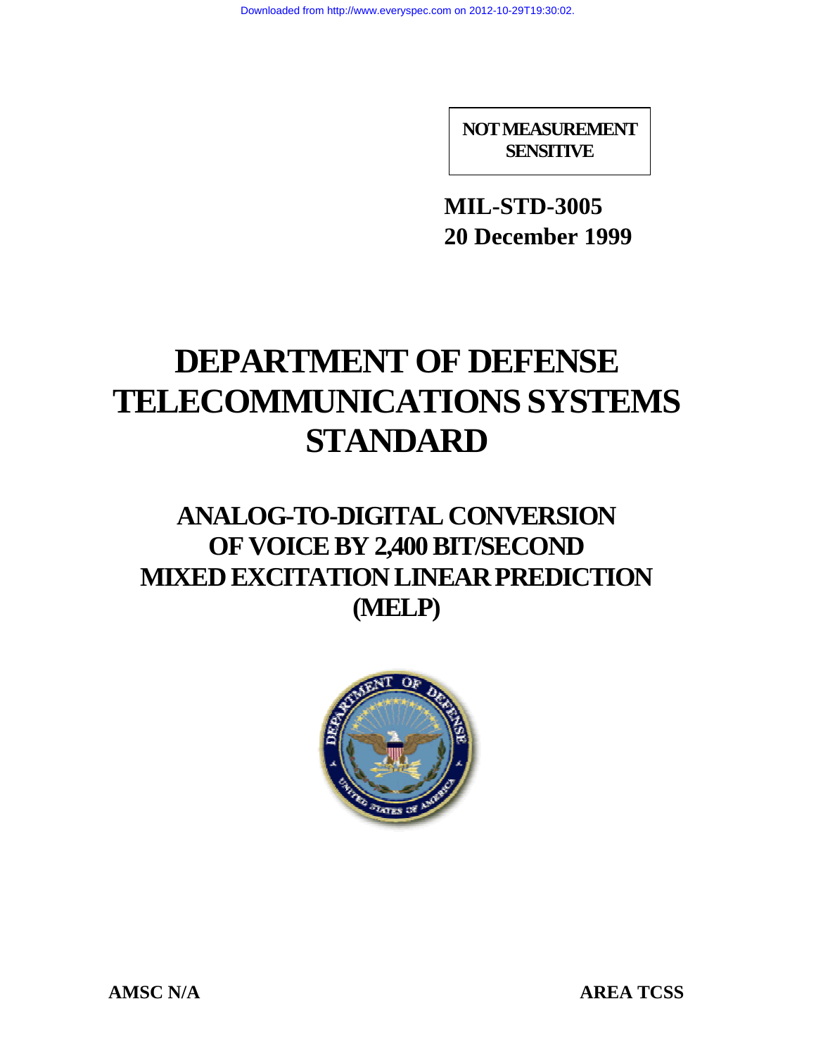Downloaded from http://www.everyspec.com on 2012-10-29T19:30:02.

**NOT MEASUREMENT SENSITIVE**

**MIL-STD-3005**
**20 December 1999**

# DEPARTMENT OF DEFENSE TELECOMMUNICATIONS SYSTEMS STANDARD

## ANALOG-TO-DIGITAL CONVERSION OF VOICE BY 2,400 BIT/SECOND MIXED EXCITATION LINEAR PREDICTION (MELP)

**AMSC N/A** **AREA TCSS**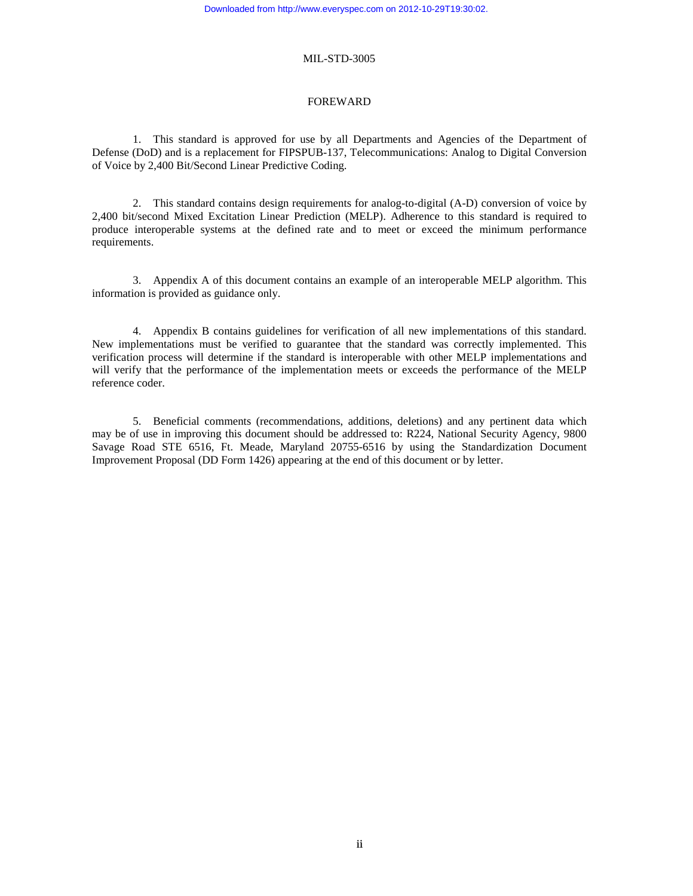# FOREWARD

1. This standard is approved for use by all Departments and Agencies of the Department of Defense (DoD) and is a replacement for FIPSPUB-137, Telecommunications: Analog to Digital Conversion of Voice by 2,400 Bit/Second Linear Predictive Coding.

2. This standard contains design requirements for analog-to-digital (A-D) conversion of voice by 2,400 bit/second Mixed Excitation Linear Prediction (MELP). Adherence to this standard is required to produce interoperable systems at the defined rate and to meet or exceed the minimum performance requirements.

3. Appendix A of this document contains an example of an interoperable MELP algorithm. This information is provided as guidance only.

4. Appendix B contains guidelines for verification of all new implementations of this standard. New implementations must be verified to guarantee that the standard was correctly implemented. This verification process will determine if the standard is interoperable with other MELP implementations and will verify that the performance of the implementation meets or exceeds the performance of the MELP reference coder.

5. Beneficial comments (recommendations, additions, deletions) and any pertinent data which may be of use in improving this document should be addressed to: R224, National Security Agency, 9800 Savage Road STE 6516, Ft. Meade, Maryland 20755-6516 by using the Standardization Document Improvement Proposal (DD Form 1426) appearing at the end of this document or by letter.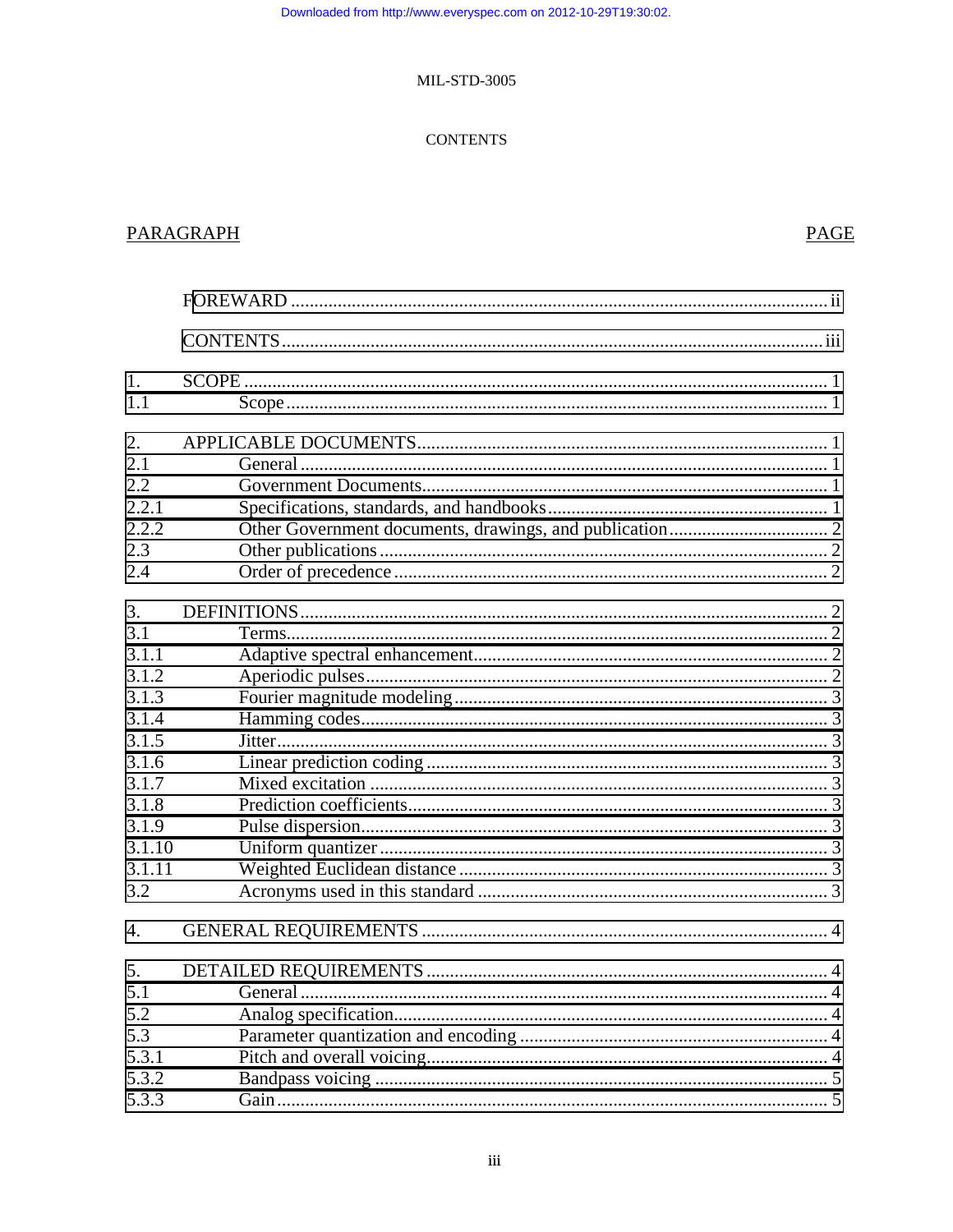CONTENTS

| PARAGRAPH | | PAGE |
|---|---|---|
| | FOREWARD | ii |
| | CONTENTS | iii |
| 1. | SCOPE | 1 |
| 1.1 | Scope | 1 |
| 2. | APPLICABLE DOCUMENTS | 1 |
| 2.1 | General | 1 |
| 2.2 | Government Documents | 1 |
| 2.2.1 | Specifications, standards, and handbooks | 1 |
| 2.2.2 | Other Government documents, drawings, and publication | 2 |
| 2.3 | Other publications | 2 |
| 2.4 | Order of precedence | 2 |
| 3. | DEFINITIONS | 2 |
| 3.1 | Terms | 2 |
| 3.1.1 | Adaptive spectral enhancement | 2 |
| 3.1.2 | Aperiodic pulses | 2 |
| 3.1.3 | Fourier magnitude modeling | 3 |
| 3.1.4 | Hamming codes | 3 |
| 3.1.5 | Jitter | 3 |
| 3.1.6 | Linear prediction coding | 3 |
| 3.1.7 | Mixed excitation | 3 |
| 3.1.8 | Prediction coefficients | 3 |
| 3.1.9 | Pulse dispersion | 3 |
| 3.1.10 | Uniform quantizer | 3 |
| 3.1.11 | Weighted Euclidean distance | 3 |
| 3.2 | Acronyms used in this standard | 3 |
| 4. | GENERAL REQUIREMENTS | 4 |
| 5. | DETAILED REQUIREMENTS | 4 |
| 5.1 | General | 4 |
| 5.2 | Analog specification | 4 |
| 5.3 | Parameter quantization and encoding | 4 |
| 5.3.1 | Pitch and overall voicing | 4 |
| 5.3.2 | Bandpass voicing | 5 |
| 5.3.3 | Gain | 5 |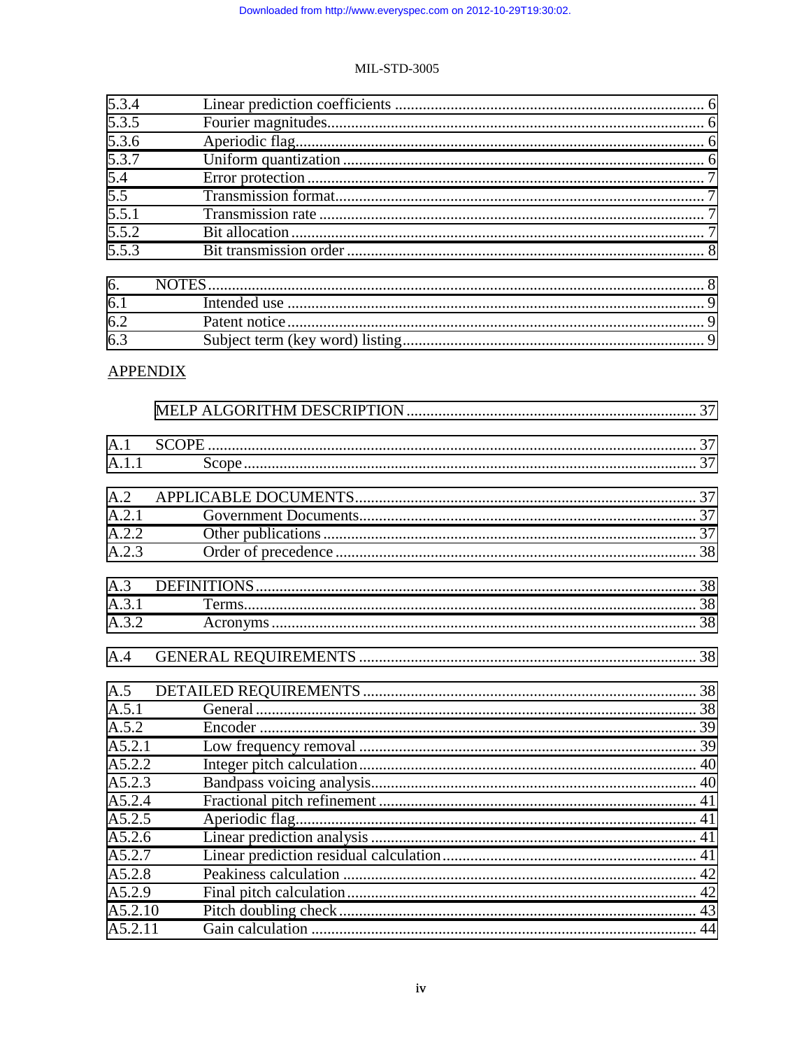| | | |
|---|---|---|
| 5.3.4 | Linear prediction coefficients | 6 |
| 5.3.5 | Fourier magnitudes | 6 |
| 5.3.6 | Aperiodic flag | 6 |
| 5.3.7 | Uniform quantization | 6 |
| 5.4 | Error protection | 7 |
| 5.5 | Transmission format | 7 |
| 5.5.1 | Transmission rate | 7 |
| 5.5.2 | Bit allocation | 7 |
| 5.5.3 | Bit transmission order | 8 |

| | | |
|---|---|---|
| 6. | NOTES | 8 |
| 6.1 | Intended use | 9 |
| 6.2 | Patent notice | 9 |
| 6.3 | Subject term (key word) listing | 9 |

APPENDIX

| | | |
|---|---|---|
| | MELP ALGORITHM DESCRIPTION | 37 |

| | | |
|---|---|---|
| A.1 | SCOPE | 37 |
| A.1.1 | Scope | 37 |

| | | |
|---|---|---|
| A.2 | APPLICABLE DOCUMENTS | 37 |
| A.2.1 | Government Documents | 37 |
| A.2.2 | Other publications | 37 |
| A.2.3 | Order of precedence | 38 |

| | | |
|---|---|---|
| A.3 | DEFINITIONS | 38 |
| A.3.1 | Terms | 38 |
| A.3.2 | Acronyms | 38 |

| | | |
|---|---|---|
| A.4 | GENERAL REQUIREMENTS | 38 |

| | | |
|---|---|---|
| A.5 | DETAILED REQUIREMENTS | 38 |
| A.5.1 | General | 38 |
| A.5.2 | Encoder | 39 |
| A5.2.1 | Low frequency removal | 39 |
| A5.2.2 | Integer pitch calculation | 40 |
| A5.2.3 | Bandpass voicing analysis | 40 |
| A5.2.4 | Fractional pitch refinement | 41 |
| A5.2.5 | Aperiodic flag | 41 |
| A5.2.6 | Linear prediction analysis | 41 |
| A5.2.7 | Linear prediction residual calculation | 41 |
| A5.2.8 | Peakiness calculation | 42 |
| A5.2.9 | Final pitch calculation | 42 |
| A5.2.10 | Pitch doubling check | 43 |
| A5.2.11 | Gain calculation | 44 |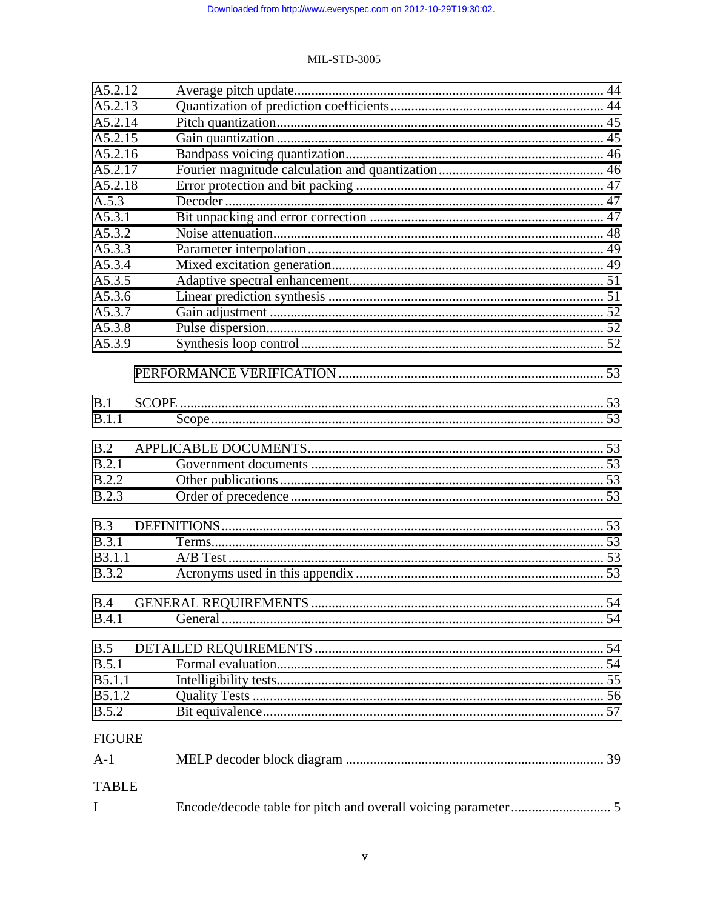| | | |
|---|---|---|
| A5.2.12 | Average pitch update | 44 |
| A5.2.13 | Quantization of prediction coefficients | 44 |
| A5.2.14 | Pitch quantization | 45 |
| A5.2.15 | Gain quantization | 45 |
| A5.2.16 | Bandpass voicing quantization | 46 |
| A5.2.17 | Fourier magnitude calculation and quantization | 46 |
| A5.2.18 | Error protection and bit packing | 47 |
| A.5.3 | Decoder | 47 |
| A5.3.1 | Bit unpacking and error correction | 47 |
| A5.3.2 | Noise attenuation | 48 |
| A5.3.3 | Parameter interpolation | 49 |
| A5.3.4 | Mixed excitation generation | 49 |
| A5.3.5 | Adaptive spectral enhancement | 51 |
| A5.3.6 | Linear prediction synthesis | 51 |
| A5.3.7 | Gain adjustment | 52 |
| A5.3.8 | Pulse dispersion | 52 |
| A5.3.9 | Synthesis loop control | 52 |

PERFORMANCE VERIFICATION ..... 53

| | | |
|---|---|---|
| B.1 | SCOPE | 53 |
| B.1.1 | Scope | 53 |
| B.2 | APPLICABLE DOCUMENTS | 53 |
| B.2.1 | Government documents | 53 |
| B.2.2 | Other publications | 53 |
| B.2.3 | Order of precedence | 53 |
| B.3 | DEFINITIONS | 53 |
| B.3.1 | Terms | 53 |
| B3.1.1 | A/B Test | 53 |
| B.3.2 | Acronyms used in this appendix | 53 |
| B.4 | GENERAL REQUIREMENTS | 54 |
| B.4.1 | General | 54 |
| B.5 | DETAILED REQUIREMENTS | 54 |
| B.5.1 | Formal evaluation | 54 |
| B5.1.1 | Intelligibility tests | 55 |
| B5.1.2 | Quality Tests | 56 |
| B.5.2 | Bit equivalence | 57 |

FIGURE

| | | |
|---|---|---|
| A-1 | MELP decoder block diagram | 39 |

TABLE

| | | |
|---|---|---|
| I | Encode/decode table for pitch and overall voicing parameter | 5 |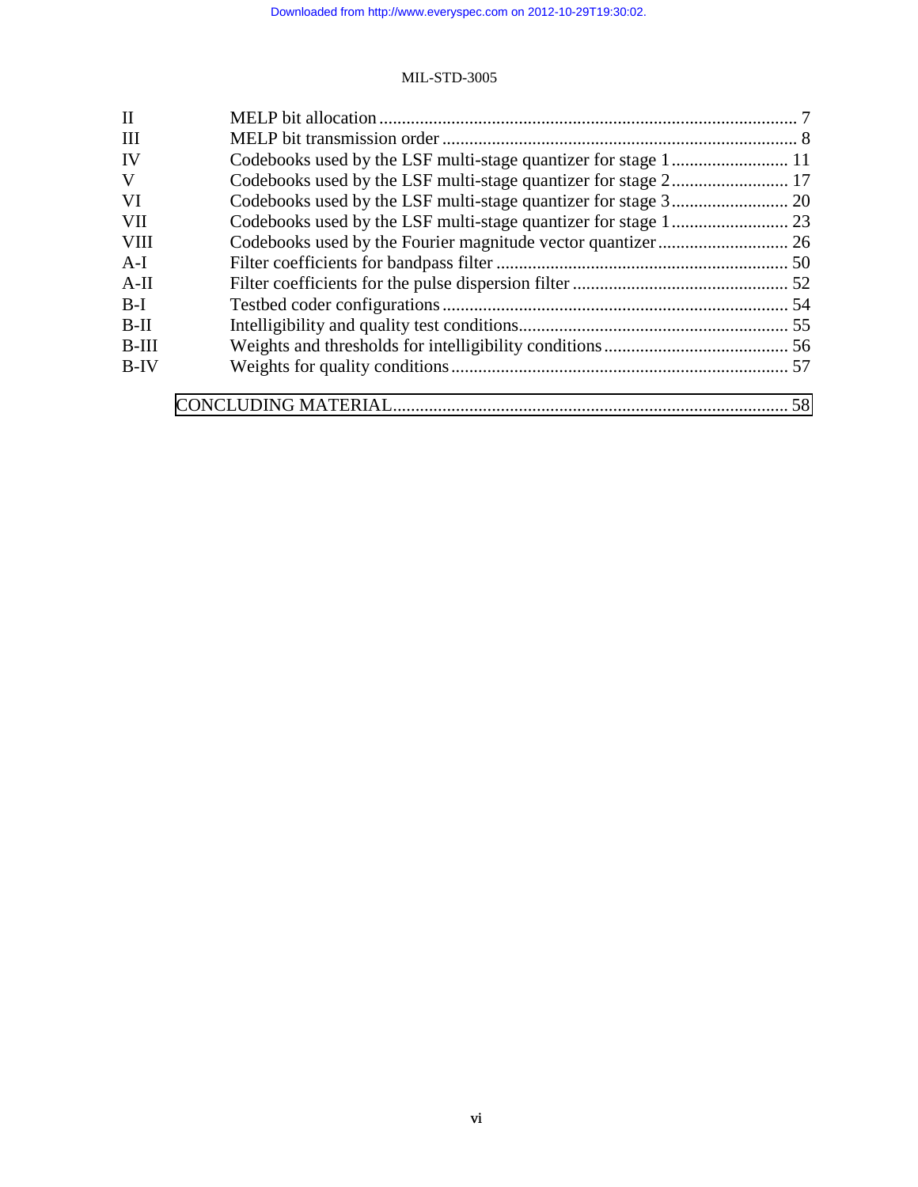| | | |
|---|---|---|
| II | MELP bit allocation | 7 |
| III | MELP bit transmission order | 8 |
| IV | Codebooks used by the LSF multi-stage quantizer for stage 1 | 11 |
| V | Codebooks used by the LSF multi-stage quantizer for stage 2 | 17 |
| VI | Codebooks used by the LSF multi-stage quantizer for stage 3 | 20 |
| VII | Codebooks used by the LSF multi-stage quantizer for stage 1 | 23 |
| VIII | Codebooks used by the Fourier magnitude vector quantizer | 26 |
| A-I | Filter coefficients for bandpass filter | 50 |
| A-II | Filter coefficients for the pulse dispersion filter | 52 |
| B-I | Testbed coder configurations | 54 |
| B-II | Intelligibility and quality test conditions | 55 |
| B-III | Weights and thresholds for intelligibility conditions | 56 |
| B-IV | Weights for quality conditions | 57 |

CONCLUDING MATERIAL ........ 58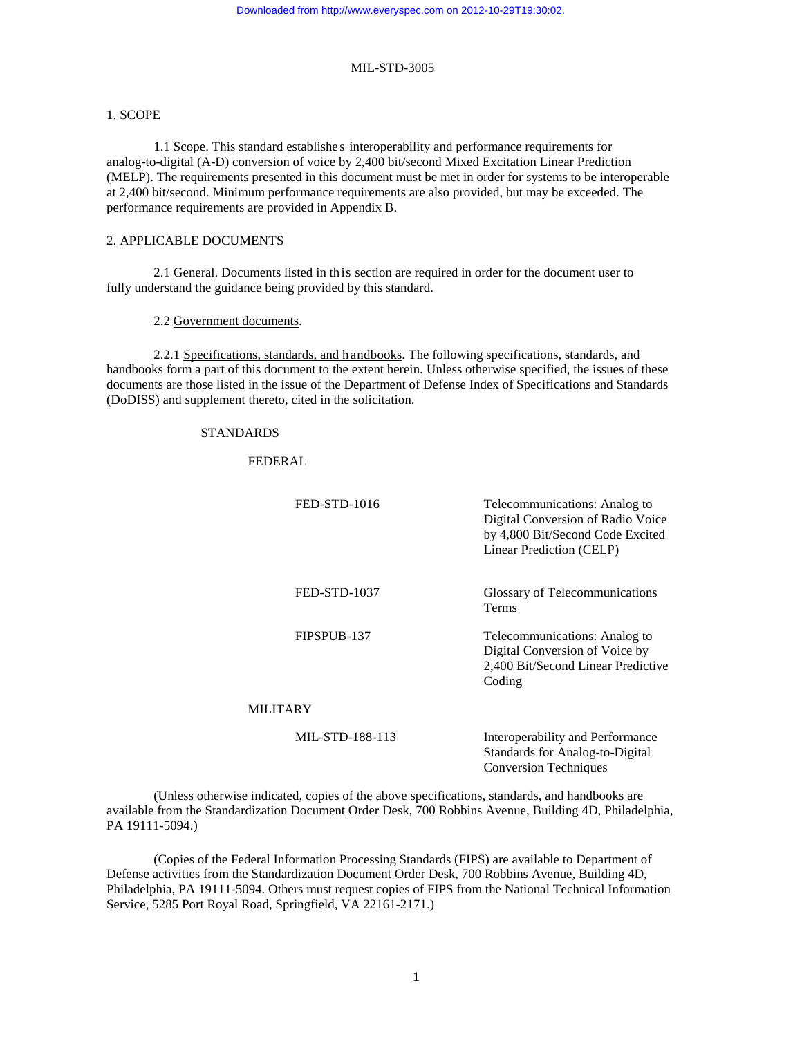# 1. SCOPE

1.1 Scope. This standard establishes interoperability and performance requirements for analog-to-digital (A-D) conversion of voice by 2,400 bit/second Mixed Excitation Linear Prediction (MELP). The requirements presented in this document must be met in order for systems to be interoperable at 2,400 bit/second. Minimum performance requirements are also provided, but may be exceeded. The performance requirements are provided in Appendix B.

# 2. APPLICABLE DOCUMENTS

2.1 General. Documents listed in this section are required in order for the document user to fully understand the guidance being provided by this standard.

2.2 Government documents.

2.2.1 Specifications, standards, and handbooks. The following specifications, standards, and handbooks form a part of this document to the extent herein. Unless otherwise specified, the issues of these documents are those listed in the issue of the Department of Defense Index of Specifications and Standards (DoDISS) and supplement thereto, cited in the solicitation.

STANDARDS

FEDERAL

| | |
|---|---|
| FED-STD-1016 | Telecommunications: Analog to Digital Conversion of Radio Voice by 4,800 Bit/Second Code Excited Linear Prediction (CELP) |
| FED-STD-1037 | Glossary of Telecommunications Terms |
| FIPSPUB-137 | Telecommunications: Analog to Digital Conversion of Voice by 2,400 Bit/Second Linear Predictive Coding |

MILITARY

| | |
|---|---|
| MIL-STD-188-113 | Interoperability and Performance Standards for Analog-to-Digital Conversion Techniques |

(Unless otherwise indicated, copies of the above specifications, standards, and handbooks are available from the Standardization Document Order Desk, 700 Robbins Avenue, Building 4D, Philadelphia, PA 19111-5094.)

(Copies of the Federal Information Processing Standards (FIPS) are available to Department of Defense activities from the Standardization Document Order Desk, 700 Robbins Avenue, Building 4D, Philadelphia, PA 19111-5094. Others must request copies of FIPS from the National Technical Information Service, 5285 Port Royal Road, Springfield, VA 22161-2171.)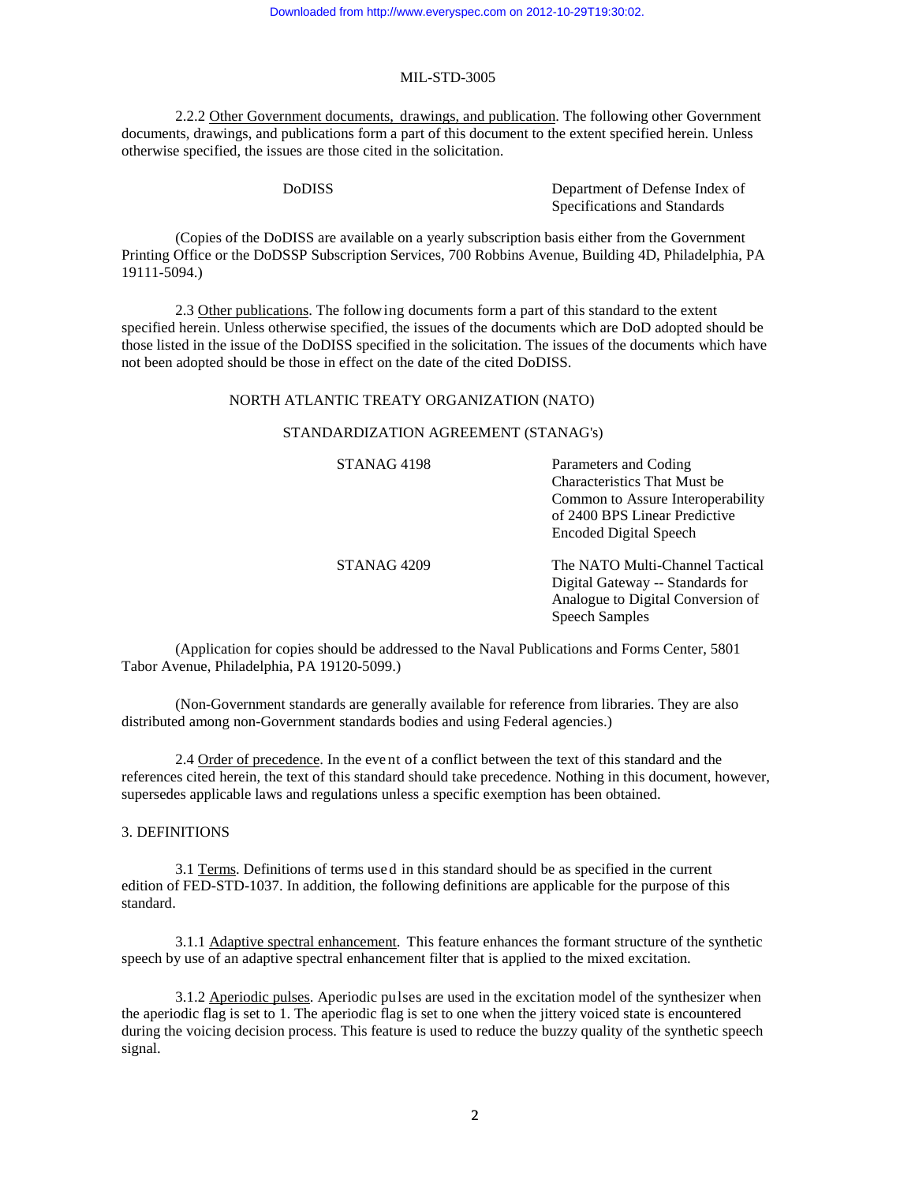2.2.2 Other Government documents, drawings, and publication. The following other Government documents, drawings, and publications form a part of this document to the extent specified herein. Unless otherwise specified, the issues are those cited in the solicitation.

| | |
|---|---|
| DoDISS | Department of Defense Index of Specifications and Standards |

(Copies of the DoDISS are available on a yearly subscription basis either from the Government Printing Office or the DoDSSP Subscription Services, 700 Robbins Avenue, Building 4D, Philadelphia, PA 19111-5094.)

2.3 Other publications. The following documents form a part of this standard to the extent specified herein. Unless otherwise specified, the issues of the documents which are DoD adopted should be those listed in the issue of the DoDISS specified in the solicitation. The issues of the documents which have not been adopted should be those in effect on the date of the cited DoDISS.

NORTH ATLANTIC TREATY ORGANIZATION (NATO)

STANDARDIZATION AGREEMENT (STANAG's)

| | |
|---|---|
| STANAG 4198 | Parameters and Coding Characteristics That Must be Common to Assure Interoperability of 2400 BPS Linear Predictive Encoded Digital Speech |
| STANAG 4209 | The NATO Multi-Channel Tactical Digital Gateway -- Standards for Analogue to Digital Conversion of Speech Samples |

(Application for copies should be addressed to the Naval Publications and Forms Center, 5801 Tabor Avenue, Philadelphia, PA 19120-5099.)

(Non-Government standards are generally available for reference from libraries. They are also distributed among non-Government standards bodies and using Federal agencies.)

2.4 Order of precedence. In the event of a conflict between the text of this standard and the references cited herein, the text of this standard should take precedence. Nothing in this document, however, supersedes applicable laws and regulations unless a specific exemption has been obtained.

## 3. DEFINITIONS

3.1 Terms. Definitions of terms used in this standard should be as specified in the current edition of FED-STD-1037. In addition, the following definitions are applicable for the purpose of this standard.

3.1.1 Adaptive spectral enhancement. This feature enhances the formant structure of the synthetic speech by use of an adaptive spectral enhancement filter that is applied to the mixed excitation.

3.1.2 Aperiodic pulses. Aperiodic pulses are used in the excitation model of the synthesizer when the aperiodic flag is set to 1. The aperiodic flag is set to one when the jittery voiced state is encountered during the voicing decision process. This feature is used to reduce the buzzy quality of the synthetic speech signal.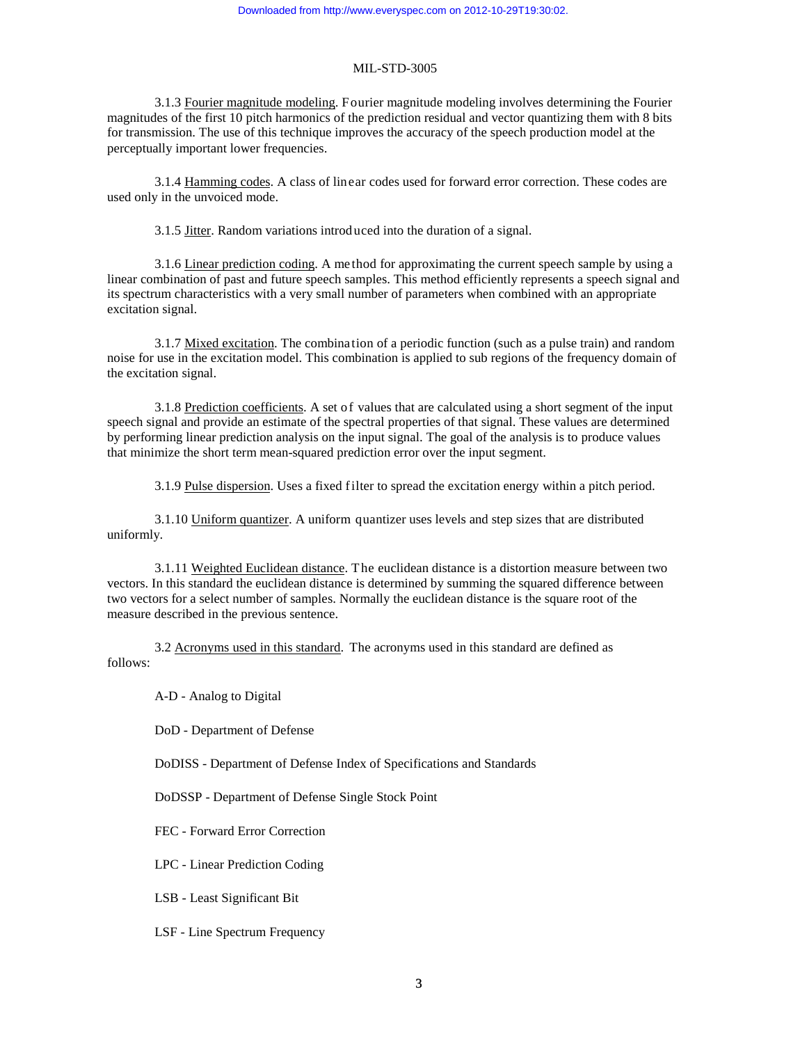3.1.3 Fourier magnitude modeling. Fourier magnitude modeling involves determining the Fourier magnitudes of the first 10 pitch harmonics of the prediction residual and vector quantizing them with 8 bits for transmission. The use of this technique improves the accuracy of the speech production model at the perceptually important lower frequencies.

3.1.4 Hamming codes. A class of linear codes used for forward error correction. These codes are used only in the unvoiced mode.

3.1.5 Jitter. Random variations introduced into the duration of a signal.

3.1.6 Linear prediction coding. A method for approximating the current speech sample by using a linear combination of past and future speech samples. This method efficiently represents a speech signal and its spectrum characteristics with a very small number of parameters when combined with an appropriate excitation signal.

3.1.7 Mixed excitation. The combination of a periodic function (such as a pulse train) and random noise for use in the excitation model. This combination is applied to sub regions of the frequency domain of the excitation signal.

3.1.8 Prediction coefficients. A set of values that are calculated using a short segment of the input speech signal and provide an estimate of the spectral properties of that signal. These values are determined by performing linear prediction analysis on the input signal. The goal of the analysis is to produce values that minimize the short term mean-squared prediction error over the input segment.

3.1.9 Pulse dispersion. Uses a fixed filter to spread the excitation energy within a pitch period.

3.1.10 Uniform quantizer. A uniform quantizer uses levels and step sizes that are distributed uniformly.

3.1.11 Weighted Euclidean distance. The euclidean distance is a distortion measure between two vectors. In this standard the euclidean distance is determined by summing the squared difference between two vectors for a select number of samples. Normally the euclidean distance is the square root of the measure described in the previous sentence.

3.2 Acronyms used in this standard. The acronyms used in this standard are defined as follows:

A-D - Analog to Digital

DoD - Department of Defense

DoDISS - Department of Defense Index of Specifications and Standards

DoDSSP - Department of Defense Single Stock Point

FEC - Forward Error Correction

LPC - Linear Prediction Coding

LSB - Least Significant Bit

LSF - Line Spectrum Frequency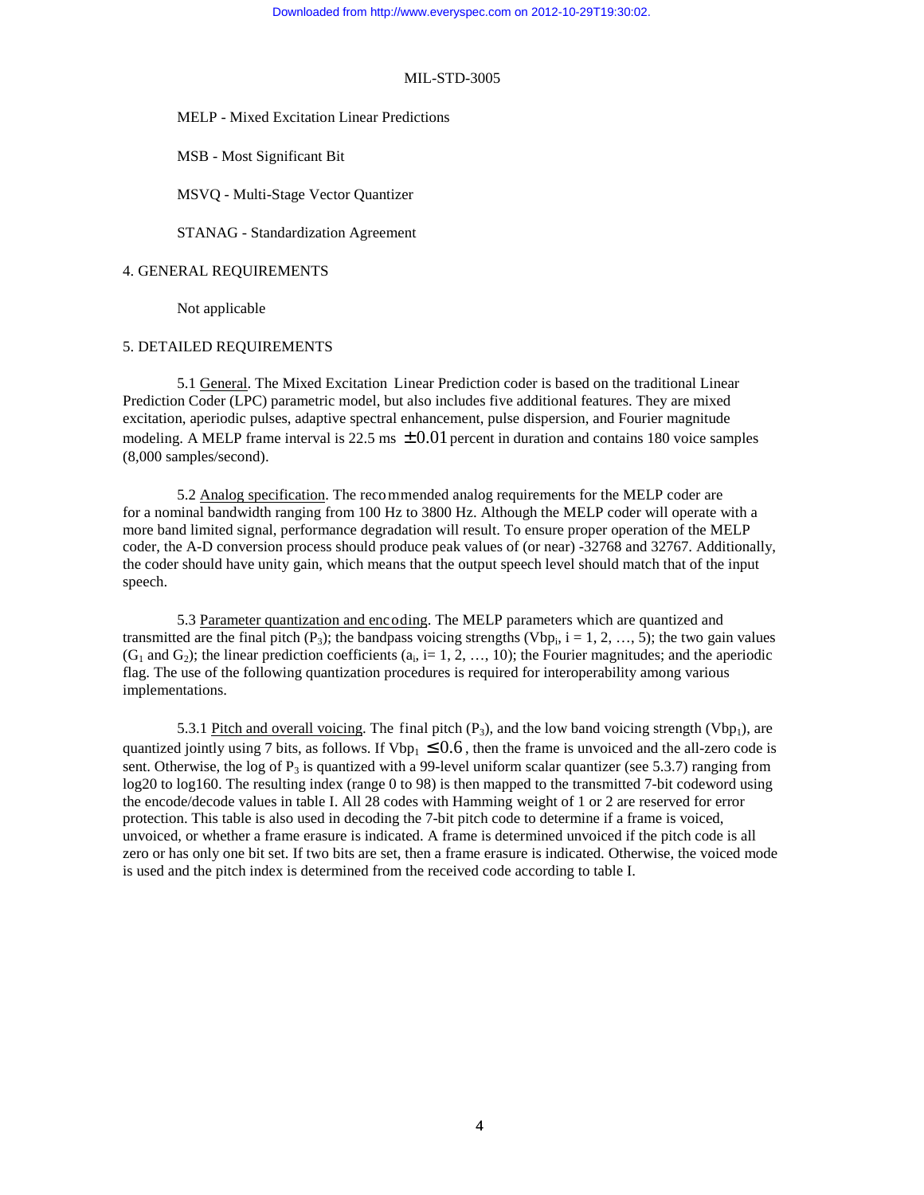MELP - Mixed Excitation Linear Predictions

MSB - Most Significant Bit

MSVQ - Multi-Stage Vector Quantizer

STANAG - Standardization Agreement

## 4. GENERAL REQUIREMENTS

Not applicable

## 5. DETAILED REQUIREMENTS

5.1 General. The Mixed Excitation Linear Prediction coder is based on the traditional Linear Prediction Coder (LPC) parametric model, but also includes five additional features. They are mixed excitation, aperiodic pulses, adaptive spectral enhancement, pulse dispersion, and Fourier magnitude modeling. A MELP frame interval is 22.5 ms $\pm 0.01$ percent in duration and contains 180 voice samples (8,000 samples/second).

5.2 Analog specification. The recommended analog requirements for the MELP coder are for a nominal bandwidth ranging from 100 Hz to 3800 Hz. Although the MELP coder will operate with a more band limited signal, performance degradation will result. To ensure proper operation of the MELP coder, the A-D conversion process should produce peak values of (or near) -32768 and 32767. Additionally, the coder should have unity gain, which means that the output speech level should match that of the input speech.

5.3 Parameter quantization and encoding. The MELP parameters which are quantized and transmitted are the final pitch ($P_3$); the bandpass voicing strengths ($Vbp_i$, i = 1, 2, …, 5); the two gain values ($G_1$ and $G_2$); the linear prediction coefficients ($a_i$, i= 1, 2, …, 10); the Fourier magnitudes; and the aperiodic flag. The use of the following quantization procedures is required for interoperability among various implementations.

5.3.1 Pitch and overall voicing. The final pitch ($P_3$), and the low band voicing strength ($Vbp_1$), are quantized jointly using 7 bits, as follows. If $Vbp_1 \leq 0.6$, then the frame is unvoiced and the all-zero code is sent. Otherwise, the log of $P_3$ is quantized with a 99-level uniform scalar quantizer (see 5.3.7) ranging from log20 to log160. The resulting index (range 0 to 98) is then mapped to the transmitted 7-bit codeword using the encode/decode values in table I. All 28 codes with Hamming weight of 1 or 2 are reserved for error protection. This table is also used in decoding the 7-bit pitch code to determine if a frame is voiced, unvoiced, or whether a frame erasure is indicated. A frame is determined unvoiced if the pitch code is all zero or has only one bit set. If two bits are set, then a frame erasure is indicated. Otherwise, the voiced mode is used and the pitch index is determined from the received code according to table I.